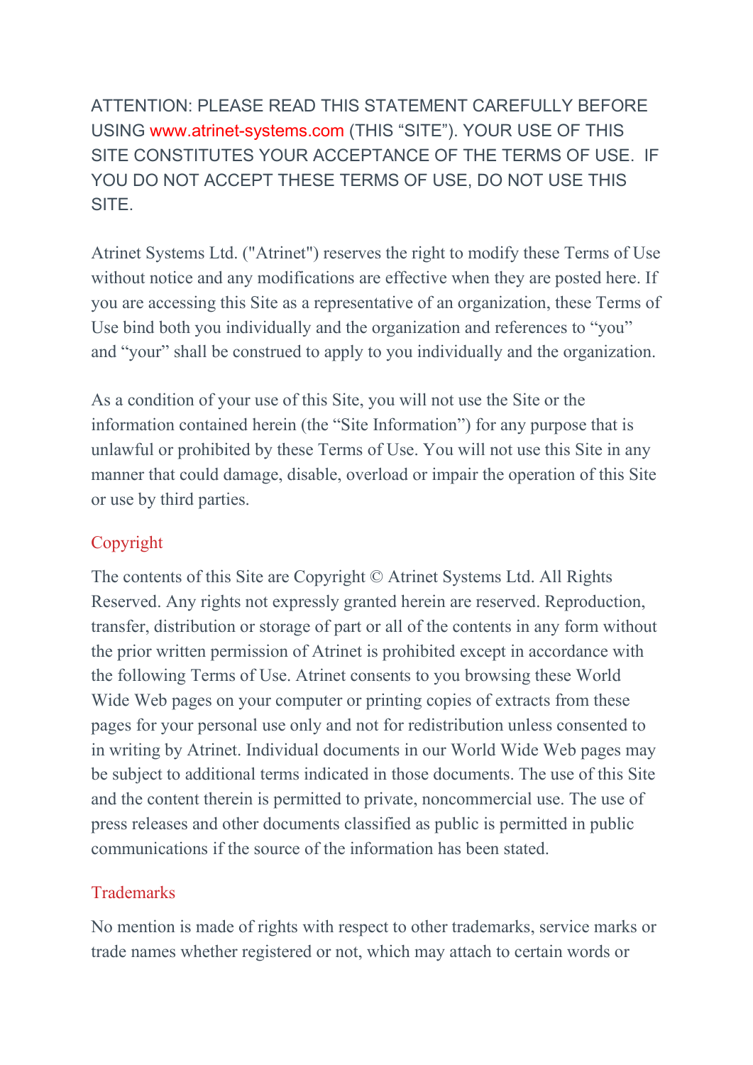ATTENTION: PLEASE READ THIS STATEMENT CAREFULLY BEFORE USING www.atrinet-systems.com (THIS "SITE"). YOUR USE OF THIS SITE CONSTITUTES YOUR ACCEPTANCE OF THE TERMS OF USE. IF YOU DO NOT ACCEPT THESE TERMS OF USE, DO NOT USE THIS SITE.

Atrinet Systems Ltd. ("Atrinet") reserves the right to modify these Terms of Use without notice and any modifications are effective when they are posted here. If you are accessing this Site as a representative of an organization, these Terms of Use bind both you individually and the organization and references to "you" and "your" shall be construed to apply to you individually and the organization.

As a condition of your use of this Site, you will not use the Site or the information contained herein (the "Site Information") for any purpose that is unlawful or prohibited by these Terms of Use. You will not use this Site in any manner that could damage, disable, overload or impair the operation of this Site or use by third parties.

## Copyright

The contents of this Site are Copyright © Atrinet Systems Ltd. All Rights Reserved. Any rights not expressly granted herein are reserved. Reproduction, transfer, distribution or storage of part or all of the contents in any form without the prior written permission of Atrinet is prohibited except in accordance with the following Terms of Use. Atrinet consents to you browsing these World Wide Web pages on your computer or printing copies of extracts from these pages for your personal use only and not for redistribution unless consented to in writing by Atrinet. Individual documents in our World Wide Web pages may be subject to additional terms indicated in those documents. The use of this Site and the content therein is permitted to private, noncommercial use. The use of press releases and other documents classified as public is permitted in public communications if the source of the information has been stated.

## Trademarks

No mention is made of rights with respect to other trademarks, service marks or trade names whether registered or not, which may attach to certain words or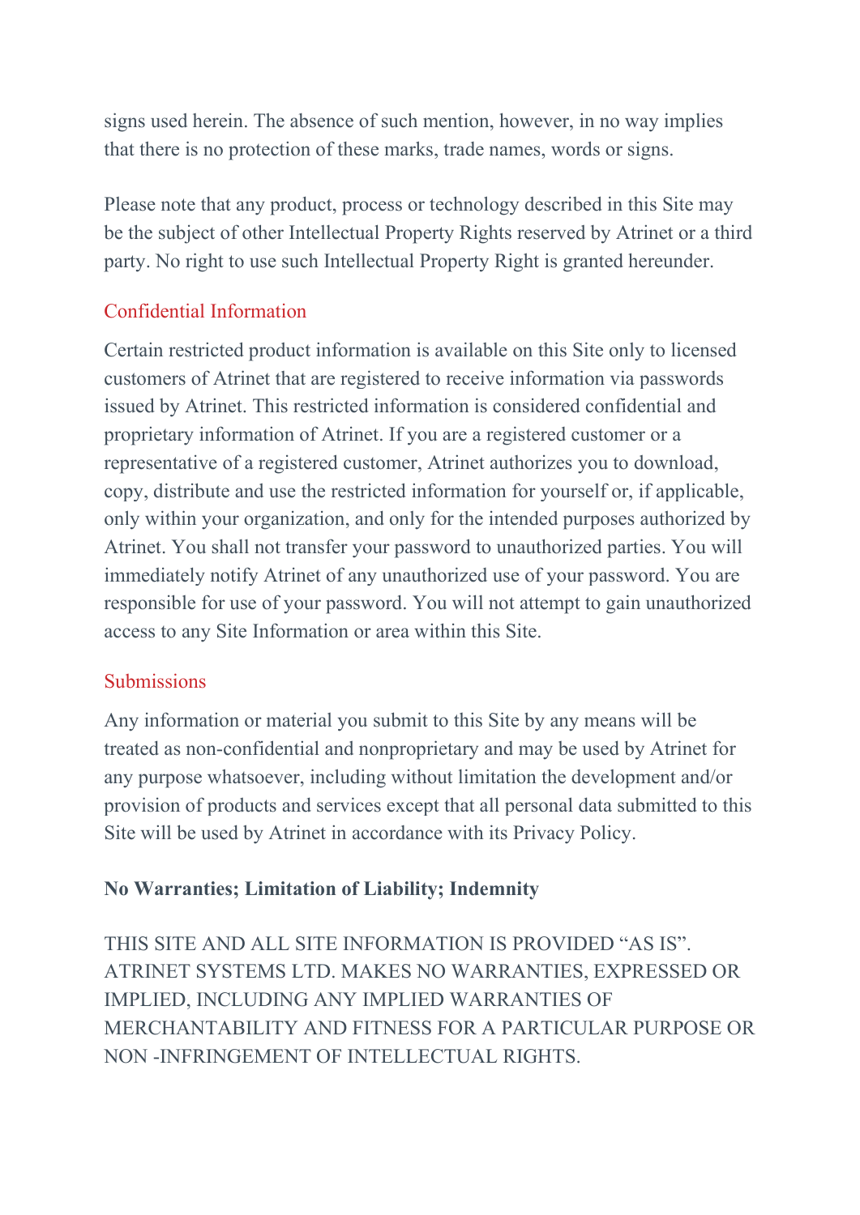signs used herein. The absence of such mention, however, in no way implies that there is no protection of these marks, trade names, words or signs.

Please note that any product, process or technology described in this Site may be the subject of other Intellectual Property Rights reserved by Atrinet or a third party. No right to use such Intellectual Property Right is granted hereunder.

## Confidential Information

Certain restricted product information is available on this Site only to licensed customers of Atrinet that are registered to receive information via passwords issued by Atrinet. This restricted information is considered confidential and proprietary information of Atrinet. If you are a registered customer or a representative of a registered customer, Atrinet authorizes you to download, copy, distribute and use the restricted information for yourself or, if applicable, only within your organization, and only for the intended purposes authorized by Atrinet. You shall not transfer your password to unauthorized parties. You will immediately notify Atrinet of any unauthorized use of your password. You are responsible for use of your password. You will not attempt to gain unauthorized access to any Site Information or area within this Site.

## Submissions

Any information or material you submit to this Site by any means will be treated as non-confidential and nonproprietary and may be used by Atrinet for any purpose whatsoever, including without limitation the development and/or provision of products and services except that all personal data submitted to this Site will be used by Atrinet in accordance with its Privacy Policy.

**No Warranties; Limitation of Liability; Indemnity**

THIS SITE AND ALL SITE INFORMATION IS PROVIDED “AS IS”. ATRINET SYSTEMS LTD. MAKES NO WARRANTIES, EXPRESSED OR IMPLIED, INCLUDING ANY IMPLIED WARRANTIES OF MERCHANTABILITY AND FITNESS FOR A PARTICULAR PURPOSE OR NON -INFRINGEMENT OF INTELLECTUAL RIGHTS.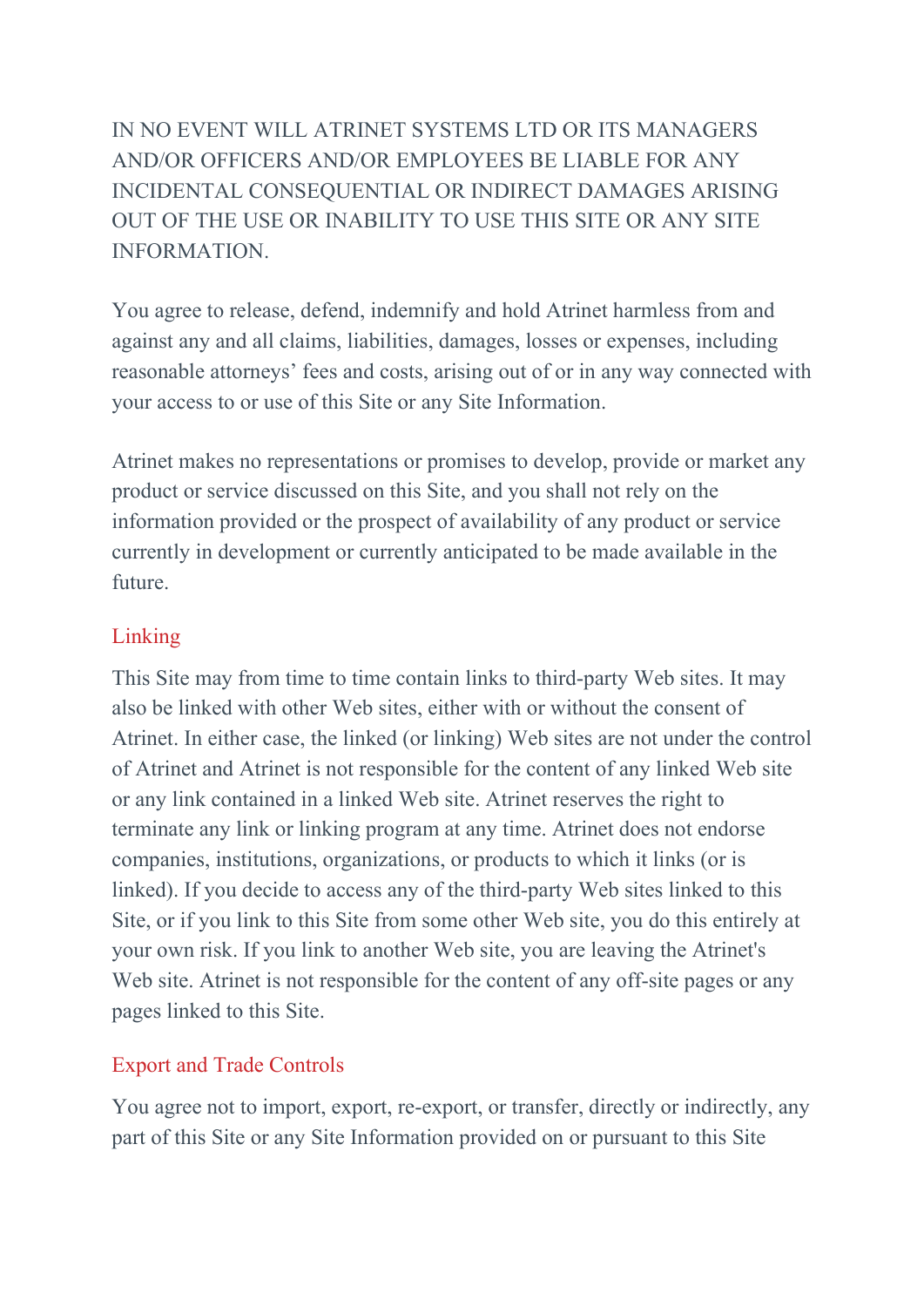IN NO EVENT WILL ATRINET SYSTEMS LTD OR ITS MANAGERS AND/OR OFFICERS AND/OR EMPLOYEES BE LIABLE FOR ANY INCIDENTAL CONSEQUENTIAL OR INDIRECT DAMAGES ARISING OUT OF THE USE OR INABILITY TO USE THIS SITE OR ANY SITE INFORMATION.

You agree to release, defend, indemnify and hold Atrinet harmless from and against any and all claims, liabilities, damages, losses or expenses, including reasonable attorneys' fees and costs, arising out of or in any way connected with your access to or use of this Site or any Site Information.

Atrinet makes no representations or promises to develop, provide or market any product or service discussed on this Site, and you shall not rely on the information provided or the prospect of availability of any product or service currently in development or currently anticipated to be made available in the future.

## Linking

This Site may from time to time contain links to third-party Web sites. It may also be linked with other Web sites, either with or without the consent of Atrinet. In either case, the linked (or linking) Web sites are not under the control of Atrinet and Atrinet is not responsible for the content of any linked Web site or any link contained in a linked Web site. Atrinet reserves the right to terminate any link or linking program at any time. Atrinet does not endorse companies, institutions, organizations, or products to which it links (or is linked). If you decide to access any of the third-party Web sites linked to this Site, or if you link to this Site from some other Web site, you do this entirely at your own risk. If you link to another Web site, you are leaving the Atrinet's Web site. Atrinet is not responsible for the content of any off-site pages or any pages linked to this Site.

## Export and Trade Controls

You agree not to import, export, re-export, or transfer, directly or indirectly, any part of this Site or any Site Information provided on or pursuant to this Site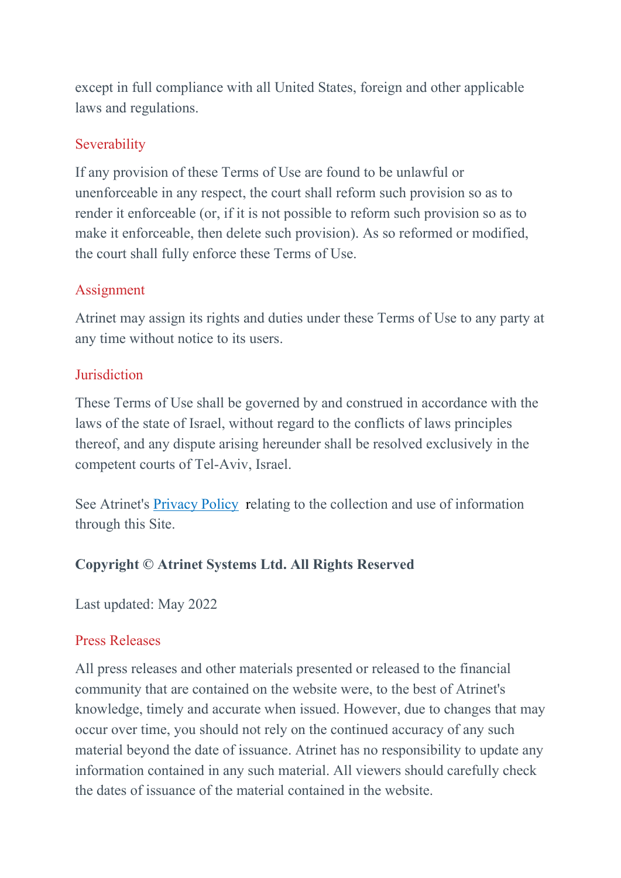except in full compliance with all United States, foreign and other applicable laws and regulations.

## Severability

If any provision of these Terms of Use are found to be unlawful or unenforceable in any respect, the court shall reform such provision so as to render it enforceable (or, if it is not possible to reform such provision so as to make it enforceable, then delete such provision). As so reformed or modified, the court shall fully enforce these Terms of Use.

## Assignment

Atrinet may assign its rights and duties under these Terms of Use to any party at any time without notice to its users.

## Jurisdiction

These Terms of Use shall be governed by and construed in accordance with the laws of the state of Israel, without regard to the conflicts of laws principles thereof, and any dispute arising hereunder shall be resolved exclusively in the competent courts of Tel-Aviv, Israel.

See Atrinet's Privacy Policy relating to the collection and use of information through this Site.

**Copyright © Atrinet Systems Ltd. All Rights Reserved**

Last updated: May 2022

## Press Releases

All press releases and other materials presented or released to the financial community that are contained on the website were, to the best of Atrinet's knowledge, timely and accurate when issued. However, due to changes that may occur over time, you should not rely on the continued accuracy of any such material beyond the date of issuance. Atrinet has no responsibility to update any information contained in any such material. All viewers should carefully check the dates of issuance of the material contained in the website.